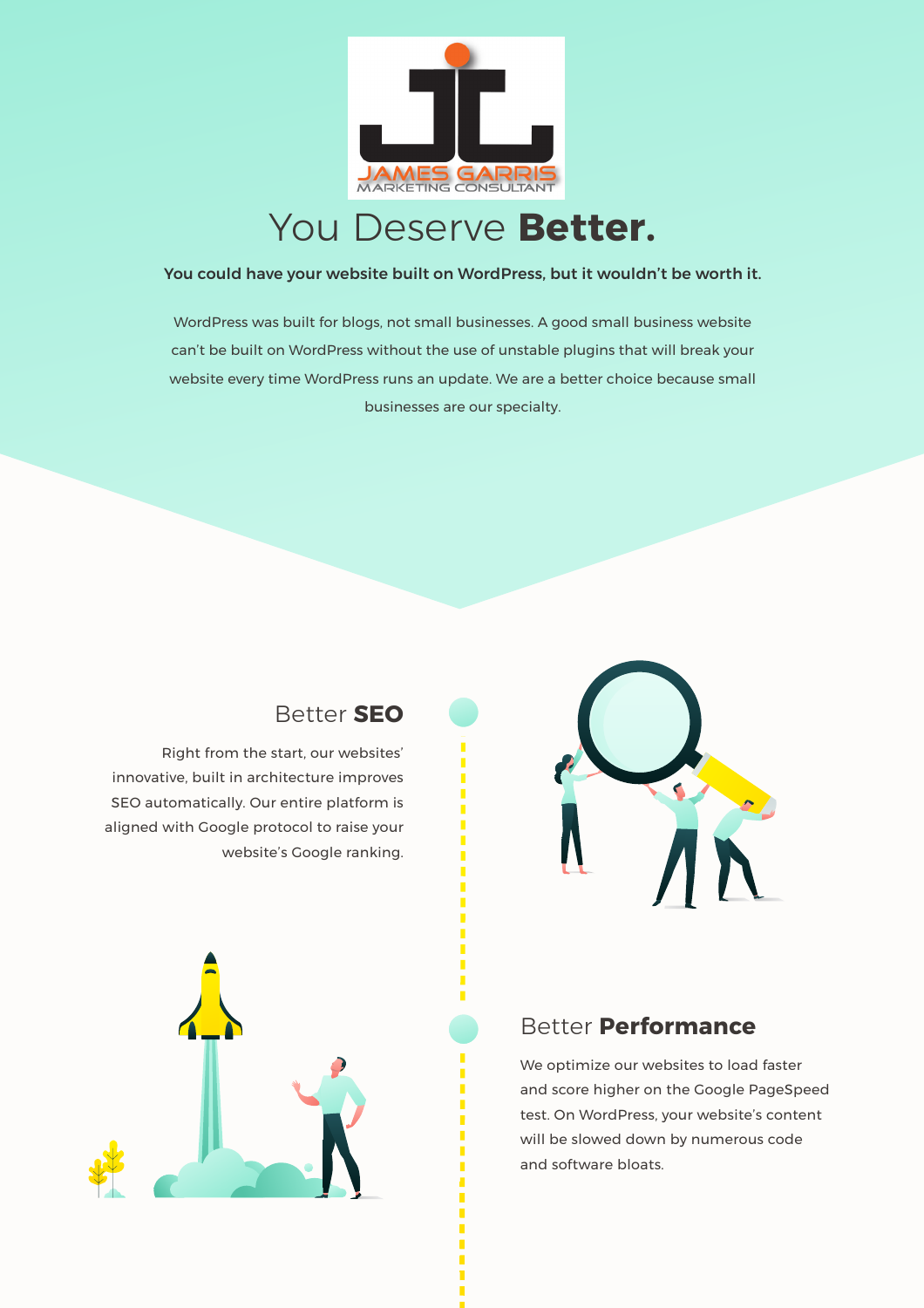JAMES GARRIS
MARKETING CONSULTANT

# You Deserve **Better.**

**You could have your website built on WordPress, but it wouldn't be worth it.**

WordPress was built for blogs, not small businesses. A good small business website can't be built on WordPress without the use of unstable plugins that will break your website every time WordPress runs an update. We are a better choice because small businesses are our specialty.

## Better **SEO**

Right from the start, our websites' innovative, built in architecture improves SEO automatically. Our entire platform is aligned with Google protocol to raise your website's Google ranking.

## Better **Performance**

We optimize our websites to load faster and score higher on the Google PageSpeed test. On WordPress, your website's content will be slowed down by numerous code and software bloats.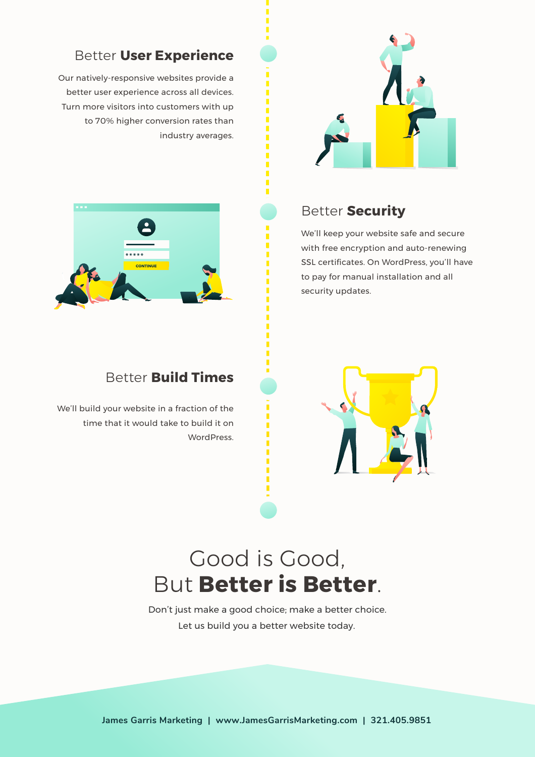## Better **User Experience**

Our natively-responsive websites provide a better user experience across all devices. Turn more visitors into customers with up to 70% higher conversion rates than industry averages.

## Better **Security**

We'll keep your website safe and secure with free encryption and auto-renewing SSL certificates. On WordPress, you'll have to pay for manual installation and all security updates.

## Better **Build Times**

We'll build your website in a fraction of the time that it would take to build it on WordPress.

# Good is Good, But **Better is Better**.

Don't just make a good choice; make a better choice.

Let us build you a better website today.

**James Garris Marketing | www.JamesGarrisMarketing.com | 321.405.9851**